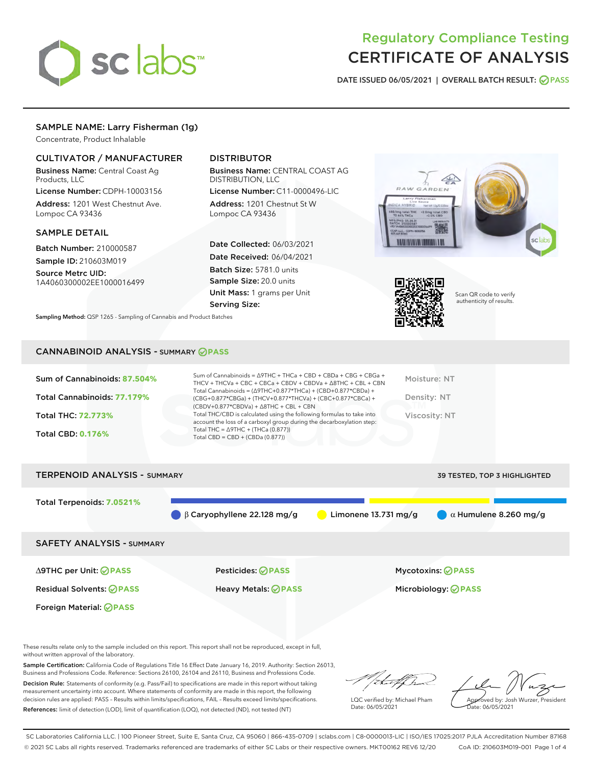# Regulatory Compliance Testing
# CERTIFICATE OF ANALYSIS

DATE ISSUED 06/05/2021 | OVERALL BATCH RESULT: PASS

## SAMPLE NAME: Larry Fisherman (1g)

Concentrate, Product Inhalable

### CULTIVATOR / MANUFACTURER

**Business Name:** Central Coast Ag Products, LLC

**License Number:** CDPH-10003156

**Address:** 1201 West Chestnut Ave. Lompoc CA 93436

### DISTRIBUTOR

**Business Name:** CENTRAL COAST AG DISTRIBUTION, LLC

**License Number:** C11-0000496-LIC

**Address:** 1201 Chestnut St W Lompoc CA 93436

### SAMPLE DETAIL

**Batch Number:** 210000587

**Sample ID:** 210603M019

**Source Metrc UID:** 1A4060300002EE1000016499

**Date Collected:** 06/03/2021

**Date Received:** 06/04/2021

**Batch Size:** 5781.0 units

**Sample Size:** 20.0 units

**Unit Mass:** 1 grams per Unit

**Serving Size:**

Scan QR code to verify authenticity of results.

**Sampling Method:** QSP 1265 - Sampling of Cannabis and Product Batches

## CANNABINOID ANALYSIS - SUMMARY PASS

Sum of Cannabinoids: **87.504%**

Total Cannabinoids: **77.179%**

Total THC: **72.773%**

Total CBD: **0.176%**

Sum of Cannabinoids = Δ9THC + THCa + CBD + CBDa + CBG + CBGa + THCV + THCVa + CBC + CBCa + CBDV + CBDVa + Δ8THC + CBL + CBN

Total Cannabinoids = (Δ9THC+0.877*THCa) + (CBD+0.877*CBDa) + (CBG+0.877*CBGa) + (THCV+0.877*THCVa) + (CBC+0.877*CBCa) + (CBDV+0.877*CBDVa) + Δ8THC + CBL + CBN

Total THC/CBD is calculated using the following formulas to take into account the loss of a carboxyl group during the decarboxylation step:

Total THC = Δ9THC + (THCa (0.877))

Total CBD = CBD + (CBDa (0.877))

Moisture: NT

Density: NT

Viscosity: NT

## TERPENOID ANALYSIS - SUMMARY

39 TESTED, TOP 3 HIGHLIGHTED

Total Terpenoids: **7.0521%**

β Caryophyllene 22.128 mg/g | Limonene 13.731 mg/g | α Humulene 8.260 mg/g

## SAFETY ANALYSIS - SUMMARY

| | | |
|---|---|---|
| Δ9THC per Unit: PASS | Pesticides: PASS | Mycotoxins: PASS |
| Residual Solvents: PASS | Heavy Metals: PASS | Microbiology: PASS |
| Foreign Material: PASS | | |

These results relate only to the sample included on this report. This report shall not be reproduced, except in full, without written approval of the laboratory.

**Sample Certification:** California Code of Regulations Title 16 Effect Date January 16, 2019. Authority: Section 26013, Business and Professions Code. Reference: Sections 26100, 26104 and 26110, Business and Professions Code.

**Decision Rule:** Statements of conformity (e.g. Pass/Fail) to specifications are made in this report without taking measurement uncertainty into account. Where statements of conformity are made in this report, the following decision rules are applied: PASS – Results within limits/specifications, FAIL – Results exceed limits/specifications.

**References:** limit of detection (LOD), limit of quantification (LOQ), not detected (ND), not tested (NT)

LQC verified by: Michael Pham
Date: 06/05/2021

Approved by: Josh Wurzer, President
Date: 06/05/2021

SC Laboratories California LLC. | 100 Pioneer Street, Suite E, Santa Cruz, CA 95060 | 866-435-0709 | sclabs.com | C8-0000013-LIC | ISO/IES 17025:2017 PJLA Accreditation Number 87168
© 2021 SC Labs all rights reserved. Trademarks referenced are trademarks of either SC Labs or their respective owners. MKT00162 REV6 12/20 CoA ID: 210603M019-001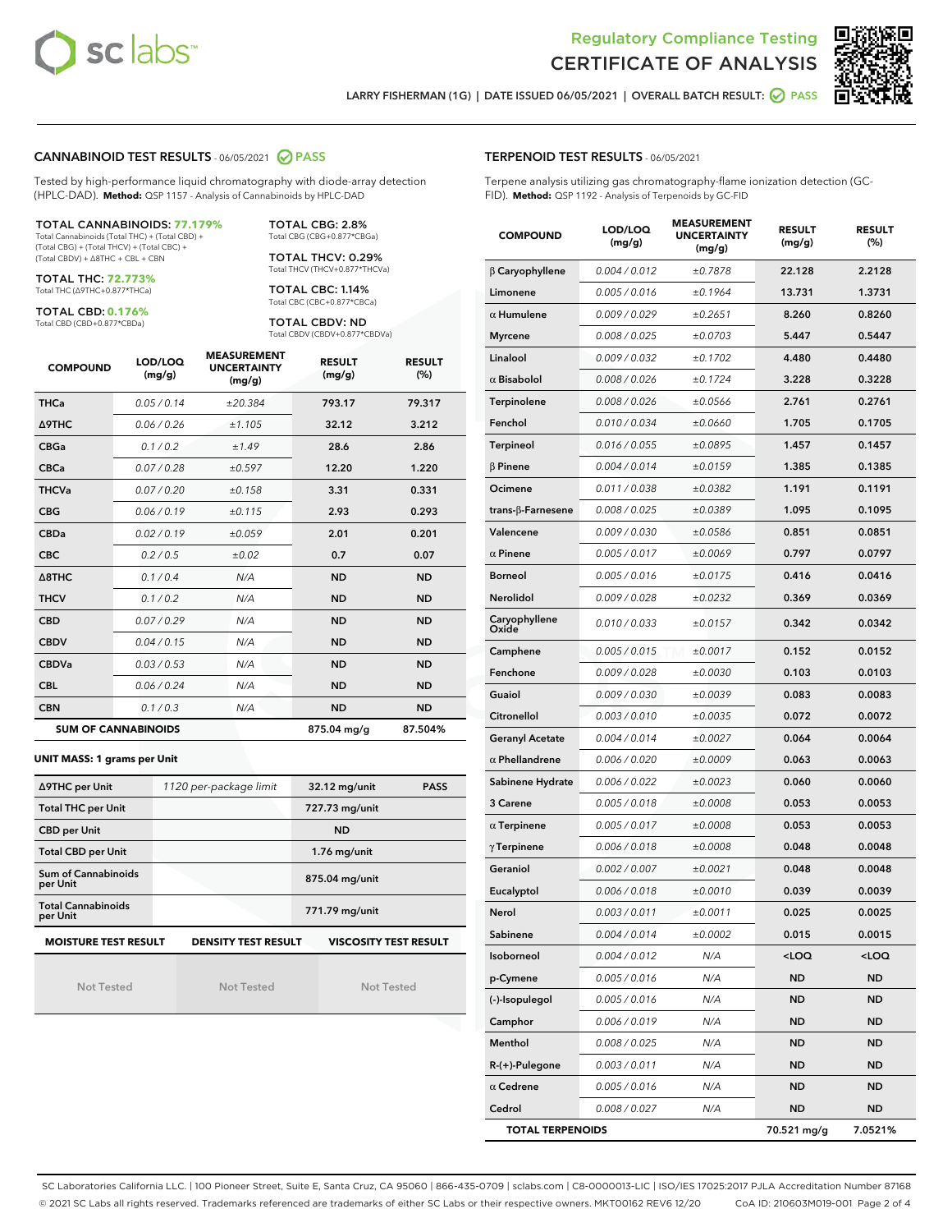# Regulatory Compliance Testing
# CERTIFICATE OF ANALYSIS

LARRY FISHERMAN (1G) | DATE ISSUED 06/05/2021 | OVERALL BATCH RESULT: PASS

## CANNABINOID TEST RESULTS - 06/05/2021 PASS

Tested by high-performance liquid chromatography with diode-array detection (HPLC-DAD). **Method:** QSP 1157 - Analysis of Cannabinoids by HPLC-DAD

**TOTAL CANNABINOIDS: 77.179%**
Total Cannabinoids (Total THC) + (Total CBD) + (Total CBG) + (Total THCV) + (Total CBC) + (Total CBDV) + Δ8THC + CBL + CBN

**TOTAL THC: 72.773%**
Total THC (Δ9THC+0.877*THCa)

**TOTAL CBD: 0.176%**
Total CBD (CBD+0.877*CBDa)

**TOTAL CBG: 2.8%**
Total CBG (CBG+0.877*CBGa)

**TOTAL THCV: 0.29%**
Total THCV (THCV+0.877*THCVa)

**TOTAL CBC: 1.14%**
Total CBC (CBC+0.877*CBCa)

**TOTAL CBDV: ND**
Total CBDV (CBDV+0.877*CBDVa)

| COMPOUND | LOD/LOQ (mg/g) | MEASUREMENT UNCERTAINTY (mg/g) | RESULT (mg/g) | RESULT (%) |
|---|---|---|---|---|
| THCa | 0.05 / 0.14 | ±20.384 | 793.17 | 79.317 |
| Δ9THC | 0.06 / 0.26 | ±1.105 | 32.12 | 3.212 |
| CBGa | 0.1 / 0.2 | ±1.49 | 28.6 | 2.86 |
| CBCa | 0.07 / 0.28 | ±0.597 | 12.20 | 1.220 |
| THCVa | 0.07 / 0.20 | ±0.158 | 3.31 | 0.331 |
| CBG | 0.06 / 0.19 | ±0.115 | 2.93 | 0.293 |
| CBDa | 0.02 / 0.19 | ±0.059 | 2.01 | 0.201 |
| CBC | 0.2 / 0.5 | ±0.02 | 0.7 | 0.07 |
| Δ8THC | 0.1 / 0.4 | N/A | ND | ND |
| THCV | 0.1 / 0.2 | N/A | ND | ND |
| CBD | 0.07 / 0.29 | N/A | ND | ND |
| CBDV | 0.04 / 0.15 | N/A | ND | ND |
| CBDVa | 0.03 / 0.53 | N/A | ND | ND |
| CBL | 0.06 / 0.24 | N/A | ND | ND |
| CBN | 0.1 / 0.3 | N/A | ND | ND |
| **SUM OF CANNABINOIDS** | | | **875.04 mg/g** | **87.504%** |

**UNIT MASS: 1 grams per Unit**

| | | | |
|---|---|---|---|
| Δ9THC per Unit | 1120 per-package limit | 32.12 mg/unit | PASS |
| Total THC per Unit | | 727.73 mg/unit | |
| CBD per Unit | | ND | |
| Total CBD per Unit | | 1.76 mg/unit | |
| Sum of Cannabinoids per Unit | | 875.04 mg/unit | |
| Total Cannabinoids per Unit | | 771.79 mg/unit | |

| MOISTURE TEST RESULT | DENSITY TEST RESULT | VISCOSITY TEST RESULT |
|---|---|---|
| Not Tested | Not Tested | Not Tested |

## TERPENOID TEST RESULTS - 06/05/2021

Terpene analysis utilizing gas chromatography-flame ionization detection (GC-FID). **Method:** QSP 1192 - Analysis of Terpenoids by GC-FID

| COMPOUND | LOD/LOQ (mg/g) | MEASUREMENT UNCERTAINTY (mg/g) | RESULT (mg/g) | RESULT (%) |
|---|---|---|---|---|
| β Caryophyllene | 0.004 / 0.012 | ±0.7878 | 22.128 | 2.2128 |
| Limonene | 0.005 / 0.016 | ±0.1964 | 13.731 | 1.3731 |
| α Humulene | 0.009 / 0.029 | ±0.2651 | 8.260 | 0.8260 |
| Myrcene | 0.008 / 0.025 | ±0.0703 | 5.447 | 0.5447 |
| Linalool | 0.009 / 0.032 | ±0.1702 | 4.480 | 0.4480 |
| α Bisabolol | 0.008 / 0.026 | ±0.1724 | 3.228 | 0.3228 |
| Terpinolene | 0.008 / 0.026 | ±0.0566 | 2.761 | 0.2761 |
| Fenchol | 0.010 / 0.034 | ±0.0660 | 1.705 | 0.1705 |
| Terpineol | 0.016 / 0.055 | ±0.0895 | 1.457 | 0.1457 |
| β Pinene | 0.004 / 0.014 | ±0.0159 | 1.385 | 0.1385 |
| Ocimene | 0.011 / 0.038 | ±0.0382 | 1.191 | 0.1191 |
| trans-β-Farnesene | 0.008 / 0.025 | ±0.0389 | 1.095 | 0.1095 |
| Valencene | 0.009 / 0.030 | ±0.0586 | 0.851 | 0.0851 |
| α Pinene | 0.005 / 0.017 | ±0.0069 | 0.797 | 0.0797 |
| Borneol | 0.005 / 0.016 | ±0.0175 | 0.416 | 0.0416 |
| Nerolidol | 0.009 / 0.028 | ±0.0232 | 0.369 | 0.0369 |
| Caryophyllene Oxide | 0.010 / 0.033 | ±0.0157 | 0.342 | 0.0342 |
| Camphene | 0.005 / 0.015 | ±0.0017 | 0.152 | 0.0152 |
| Fenchone | 0.009 / 0.028 | ±0.0030 | 0.103 | 0.0103 |
| Guaiol | 0.009 / 0.030 | ±0.0039 | 0.083 | 0.0083 |
| Citronellol | 0.003 / 0.010 | ±0.0035 | 0.072 | 0.0072 |
| Geranyl Acetate | 0.004 / 0.014 | ±0.0027 | 0.064 | 0.0064 |
| α Phellandrene | 0.006 / 0.020 | ±0.0009 | 0.063 | 0.0063 |
| Sabinene Hydrate | 0.006 / 0.022 | ±0.0023 | 0.060 | 0.0060 |
| 3 Carene | 0.005 / 0.018 | ±0.0008 | 0.053 | 0.0053 |
| α Terpinene | 0.005 / 0.017 | ±0.0008 | 0.053 | 0.0053 |
| γ Terpinene | 0.006 / 0.018 | ±0.0008 | 0.048 | 0.0048 |
| Geraniol | 0.002 / 0.007 | ±0.0021 | 0.048 | 0.0048 |
| Eucalyptol | 0.006 / 0.018 | ±0.0010 | 0.039 | 0.0039 |
| Nerol | 0.003 / 0.011 | ±0.0011 | 0.025 | 0.0025 |
| Sabinene | 0.004 / 0.014 | ±0.0002 | 0.015 | 0.0015 |
| Isoborneol | 0.004 / 0.012 | N/A | <LOQ | <LOQ |
| p-Cymene | 0.005 / 0.016 | N/A | ND | ND |
| (-)-Isopulegol | 0.005 / 0.016 | N/A | ND | ND |
| Camphor | 0.006 / 0.019 | N/A | ND | ND |
| Menthol | 0.008 / 0.025 | N/A | ND | ND |
| R-(+)-Pulegone | 0.003 / 0.011 | N/A | ND | ND |
| α Cedrene | 0.005 / 0.016 | N/A | ND | ND |
| Cedrol | 0.008 / 0.027 | N/A | ND | ND |
| **TOTAL TERPENOIDS** | | | **70.521 mg/g** | **7.0521%** |

SC Laboratories California LLC. | 100 Pioneer Street, Suite E, Santa Cruz, CA 95060 | 866-435-0709 | sclabs.com | C8-0000013-LIC | ISO/IES 17025:2017 PJLA Accreditation Number 87168
© 2021 SC Labs all rights reserved. Trademarks referenced are trademarks of either SC Labs or their respective owners. MKT00162 REV6 12/20 CoA ID: 210603M019-001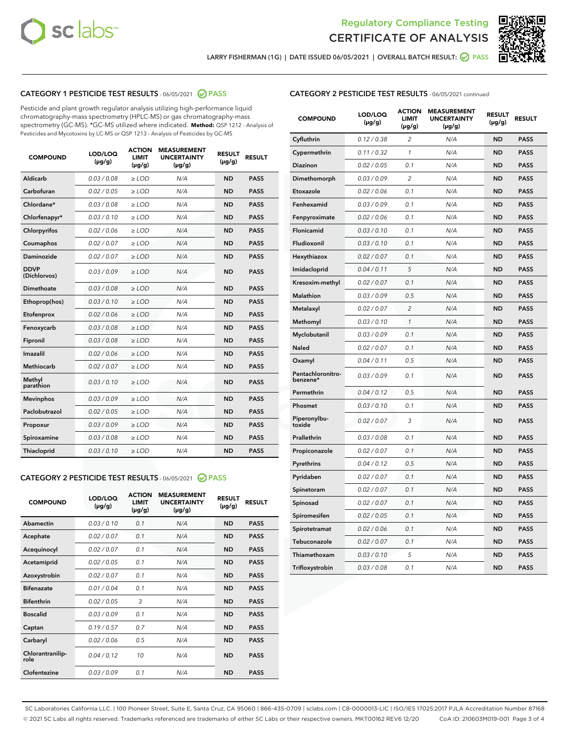Regulatory Compliance Testing
# CERTIFICATE OF ANALYSIS

LARRY FISHERMAN (1G) | DATE ISSUED 06/05/2021 | OVERALL BATCH RESULT: PASS

## CATEGORY 1 PESTICIDE TEST RESULTS - 06/05/2021 PASS

Pesticide and plant growth regulator analysis utilizing high-performance liquid chromatography-mass spectrometry (HPLC-MS) or gas chromatography-mass spectrometry (GC-MS). *GC-MS utilized where indicated. **Method:** QSP 1212 - Analysis of Pesticides and Mycotoxins by LC-MS or QSP 1213 - Analysis of Pesticides by GC-MS

| COMPOUND | LOD/LOQ (µg/g) | ACTION LIMIT (µg/g) | MEASUREMENT UNCERTAINTY (µg/g) | RESULT (µg/g) | RESULT |
|---|---|---|---|---|---|
| Aldicarb | 0.03 / 0.08 | ≥ LOD | N/A | ND | PASS |
| Carbofuran | 0.02 / 0.05 | ≥ LOD | N/A | ND | PASS |
| Chlordane* | 0.03 / 0.08 | ≥ LOD | N/A | ND | PASS |
| Chlorfenapyr* | 0.03 / 0.10 | ≥ LOD | N/A | ND | PASS |
| Chlorpyrifos | 0.02 / 0.06 | ≥ LOD | N/A | ND | PASS |
| Coumaphos | 0.02 / 0.07 | ≥ LOD | N/A | ND | PASS |
| Daminozide | 0.02 / 0.07 | ≥ LOD | N/A | ND | PASS |
| DDVP (Dichlorvos) | 0.03 / 0.09 | ≥ LOD | N/A | ND | PASS |
| Dimethoate | 0.03 / 0.08 | ≥ LOD | N/A | ND | PASS |
| Ethoprop(hos) | 0.03 / 0.10 | ≥ LOD | N/A | ND | PASS |
| Etofenprox | 0.02 / 0.06 | ≥ LOD | N/A | ND | PASS |
| Fenoxycarb | 0.03 / 0.08 | ≥ LOD | N/A | ND | PASS |
| Fipronil | 0.03 / 0.08 | ≥ LOD | N/A | ND | PASS |
| Imazalil | 0.02 / 0.06 | ≥ LOD | N/A | ND | PASS |
| Methiocarb | 0.02 / 0.07 | ≥ LOD | N/A | ND | PASS |
| Methyl parathion | 0.03 / 0.10 | ≥ LOD | N/A | ND | PASS |
| Mevinphos | 0.03 / 0.09 | ≥ LOD | N/A | ND | PASS |
| Paclobutrazol | 0.02 / 0.05 | ≥ LOD | N/A | ND | PASS |
| Propoxur | 0.03 / 0.09 | ≥ LOD | N/A | ND | PASS |
| Spiroxamine | 0.03 / 0.08 | ≥ LOD | N/A | ND | PASS |
| Thiacloprid | 0.03 / 0.10 | ≥ LOD | N/A | ND | PASS |

## CATEGORY 2 PESTICIDE TEST RESULTS - 06/05/2021 PASS

| COMPOUND | LOD/LOQ (µg/g) | ACTION LIMIT (µg/g) | MEASUREMENT UNCERTAINTY (µg/g) | RESULT (µg/g) | RESULT |
|---|---|---|---|---|---|
| Abamectin | 0.03 / 0.10 | 0.1 | N/A | ND | PASS |
| Acephate | 0.02 / 0.07 | 0.1 | N/A | ND | PASS |
| Acequinocyl | 0.02 / 0.07 | 0.1 | N/A | ND | PASS |
| Acetamiprid | 0.02 / 0.05 | 0.1 | N/A | ND | PASS |
| Azoxystrobin | 0.02 / 0.07 | 0.1 | N/A | ND | PASS |
| Bifenazate | 0.01 / 0.04 | 0.1 | N/A | ND | PASS |
| Bifenthrin | 0.02 / 0.05 | 3 | N/A | ND | PASS |
| Boscalid | 0.03 / 0.09 | 0.1 | N/A | ND | PASS |
| Captan | 0.19 / 0.57 | 0.7 | N/A | ND | PASS |
| Carbaryl | 0.02 / 0.06 | 0.5 | N/A | ND | PASS |
| Chlorantraniliprole | 0.04 / 0.12 | 10 | N/A | ND | PASS |
| Clofentezine | 0.03 / 0.09 | 0.1 | N/A | ND | PASS |
| Cyfluthrin | 0.12 / 0.38 | 2 | N/A | ND | PASS |
| Cypermethrin | 0.11 / 0.32 | 1 | N/A | ND | PASS |
| Diazinon | 0.02 / 0.05 | 0.1 | N/A | ND | PASS |
| Dimethomorph | 0.03 / 0.09 | 2 | N/A | ND | PASS |
| Etoxazole | 0.02 / 0.06 | 0.1 | N/A | ND | PASS |
| Fenhexamid | 0.03 / 0.09 | 0.1 | N/A | ND | PASS |
| Fenpyroximate | 0.02 / 0.06 | 0.1 | N/A | ND | PASS |
| Flonicamid | 0.03 / 0.10 | 0.1 | N/A | ND | PASS |
| Fludioxonil | 0.03 / 0.10 | 0.1 | N/A | ND | PASS |
| Hexythiazox | 0.02 / 0.07 | 0.1 | N/A | ND | PASS |
| Imidacloprid | 0.04 / 0.11 | 5 | N/A | ND | PASS |
| Kresoxim-methyl | 0.02 / 0.07 | 0.1 | N/A | ND | PASS |
| Malathion | 0.03 / 0.09 | 0.5 | N/A | ND | PASS |
| Metalaxyl | 0.02 / 0.07 | 2 | N/A | ND | PASS |
| Methomyl | 0.03 / 0.10 | 1 | N/A | ND | PASS |
| Myclobutanil | 0.03 / 0.09 | 0.1 | N/A | ND | PASS |
| Naled | 0.02 / 0.07 | 0.1 | N/A | ND | PASS |
| Oxamyl | 0.04 / 0.11 | 0.5 | N/A | ND | PASS |
| Pentachloronitrobenzene* | 0.03 / 0.09 | 0.1 | N/A | ND | PASS |
| Permethrin | 0.04 / 0.12 | 0.5 | N/A | ND | PASS |
| Phosmet | 0.03 / 0.10 | 0.1 | N/A | ND | PASS |
| Piperonylbutoxide | 0.02 / 0.07 | 3 | N/A | ND | PASS |
| Prallethrin | 0.03 / 0.08 | 0.1 | N/A | ND | PASS |
| Propiconazole | 0.02 / 0.07 | 0.1 | N/A | ND | PASS |
| Pyrethrins | 0.04 / 0.12 | 0.5 | N/A | ND | PASS |
| Pyridaben | 0.02 / 0.07 | 0.1 | N/A | ND | PASS |
| Spinetoram | 0.02 / 0.07 | 0.1 | N/A | ND | PASS |
| Spinosad | 0.02 / 0.07 | 0.1 | N/A | ND | PASS |
| Spiromesifen | 0.02 / 0.05 | 0.1 | N/A | ND | PASS |
| Spirotetramat | 0.02 / 0.06 | 0.1 | N/A | ND | PASS |
| Tebuconazole | 0.02 / 0.07 | 0.1 | N/A | ND | PASS |
| Thiamethoxam | 0.03 / 0.10 | 5 | N/A | ND | PASS |
| Trifloxystrobin | 0.03 / 0.08 | 0.1 | N/A | ND | PASS |

SC Laboratories California LLC. | 100 Pioneer Street, Suite E, Santa Cruz, CA 95060 | 866-435-0709 | sclabs.com | C8-0000013-LIC | ISO/IES 17025:2017 PJLA Accreditation Number 87168
© 2021 SC Labs all rights reserved. Trademarks referenced are trademarks of either SC Labs or their respective owners. MKT00162 REV6 12/20 CoA ID: 210603M019-001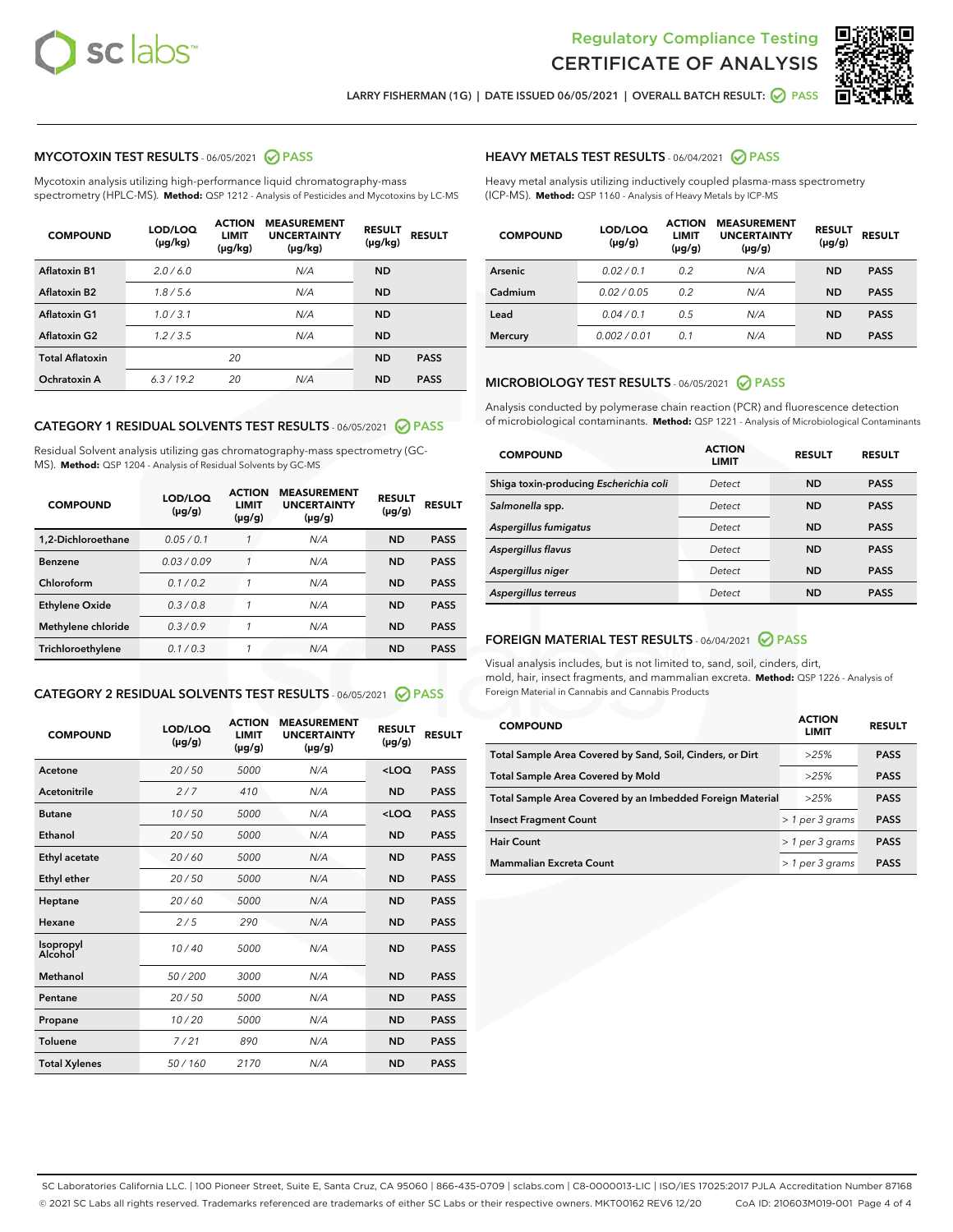Regulatory Compliance Testing

# CERTIFICATE OF ANALYSIS

LARRY FISHERMAN (1G) | DATE ISSUED 06/05/2021 | OVERALL BATCH RESULT: PASS

## MYCOTOXIN TEST RESULTS - 06/05/2021 PASS

Mycotoxin analysis utilizing high-performance liquid chromatography-mass spectrometry (HPLC-MS). **Method:** QSP 1212 - Analysis of Pesticides and Mycotoxins by LC-MS

| COMPOUND | LOD/LOQ (µg/kg) | ACTION LIMIT (µg/kg) | MEASUREMENT UNCERTAINTY (µg/kg) | RESULT (µg/kg) | RESULT |
|---|---|---|---|---|---|
| Aflatoxin B1 | 2.0 / 6.0 | | N/A | ND | |
| Aflatoxin B2 | 1.8 / 5.6 | | N/A | ND | |
| Aflatoxin G1 | 1.0 / 3.1 | | N/A | ND | |
| Aflatoxin G2 | 1.2 / 3.5 | | N/A | ND | |
| Total Aflatoxin | | 20 | | ND | PASS |
| Ochratoxin A | 6.3 / 19.2 | 20 | N/A | ND | PASS |

## CATEGORY 1 RESIDUAL SOLVENTS TEST RESULTS - 06/05/2021 PASS

Residual Solvent analysis utilizing gas chromatography-mass spectrometry (GC-MS). **Method:** QSP 1204 - Analysis of Residual Solvents by GC-MS

| COMPOUND | LOD/LOQ (µg/g) | ACTION LIMIT (µg/g) | MEASUREMENT UNCERTAINTY (µg/g) | RESULT (µg/g) | RESULT |
|---|---|---|---|---|---|
| 1,2-Dichloroethane | 0.05 / 0.1 | 1 | N/A | ND | PASS |
| Benzene | 0.03 / 0.09 | 1 | N/A | ND | PASS |
| Chloroform | 0.1 / 0.2 | 1 | N/A | ND | PASS |
| Ethylene Oxide | 0.3 / 0.8 | 1 | N/A | ND | PASS |
| Methylene chloride | 0.3 / 0.9 | 1 | N/A | ND | PASS |
| Trichloroethylene | 0.1 / 0.3 | 1 | N/A | ND | PASS |

## CATEGORY 2 RESIDUAL SOLVENTS TEST RESULTS - 06/05/2021 PASS

| COMPOUND | LOD/LOQ (µg/g) | ACTION LIMIT (µg/g) | MEASUREMENT UNCERTAINTY (µg/g) | RESULT (µg/g) | RESULT |
|---|---|---|---|---|---|
| Acetone | 20 / 50 | 5000 | N/A | <LOQ | PASS |
| Acetonitrile | 2 / 7 | 410 | N/A | ND | PASS |
| Butane | 10 / 50 | 5000 | N/A | <LOQ | PASS |
| Ethanol | 20 / 50 | 5000 | N/A | ND | PASS |
| Ethyl acetate | 20 / 60 | 5000 | N/A | ND | PASS |
| Ethyl ether | 20 / 50 | 5000 | N/A | ND | PASS |
| Heptane | 20 / 60 | 5000 | N/A | ND | PASS |
| Hexane | 2 / 5 | 290 | N/A | ND | PASS |
| Isopropyl Alcohol | 10 / 40 | 5000 | N/A | ND | PASS |
| Methanol | 50 / 200 | 3000 | N/A | ND | PASS |
| Pentane | 20 / 50 | 5000 | N/A | ND | PASS |
| Propane | 10 / 20 | 5000 | N/A | ND | PASS |
| Toluene | 7 / 21 | 890 | N/A | ND | PASS |
| Total Xylenes | 50 / 160 | 2170 | N/A | ND | PASS |

## HEAVY METALS TEST RESULTS - 06/04/2021 PASS

Heavy metal analysis utilizing inductively coupled plasma-mass spectrometry (ICP-MS). **Method:** QSP 1160 - Analysis of Heavy Metals by ICP-MS

| COMPOUND | LOD/LOQ (µg/g) | ACTION LIMIT (µg/g) | MEASUREMENT UNCERTAINTY (µg/g) | RESULT (µg/g) | RESULT |
|---|---|---|---|---|---|
| Arsenic | 0.02 / 0.1 | 0.2 | N/A | ND | PASS |
| Cadmium | 0.02 / 0.05 | 0.2 | N/A | ND | PASS |
| Lead | 0.04 / 0.1 | 0.5 | N/A | ND | PASS |
| Mercury | 0.002 / 0.01 | 0.1 | N/A | ND | PASS |

## MICROBIOLOGY TEST RESULTS - 06/05/2021 PASS

Analysis conducted by polymerase chain reaction (PCR) and fluorescence detection of microbiological contaminants. **Method:** QSP 1221 - Analysis of Microbiological Contaminants

| COMPOUND | ACTION LIMIT | RESULT | RESULT |
|---|---|---|---|
| Shiga toxin-producing *Escherichia coli* | Detect | ND | PASS |
| *Salmonella* spp. | Detect | ND | PASS |
| *Aspergillus fumigatus* | Detect | ND | PASS |
| *Aspergillus flavus* | Detect | ND | PASS |
| *Aspergillus niger* | Detect | ND | PASS |
| *Aspergillus terreus* | Detect | ND | PASS |

## FOREIGN MATERIAL TEST RESULTS - 06/04/2021 PASS

Visual analysis includes, but is not limited to, sand, soil, cinders, dirt, mold, hair, insect fragments, and mammalian excreta. **Method:** QSP 1226 - Analysis of Foreign Material in Cannabis and Cannabis Products

| COMPOUND | ACTION LIMIT | RESULT |
|---|---|---|
| Total Sample Area Covered by Sand, Soil, Cinders, or Dirt | >25% | PASS |
| Total Sample Area Covered by Mold | >25% | PASS |
| Total Sample Area Covered by an Imbedded Foreign Material | >25% | PASS |
| Insect Fragment Count | > 1 per 3 grams | PASS |
| Hair Count | > 1 per 3 grams | PASS |
| Mammalian Excreta Count | > 1 per 3 grams | PASS |

SC Laboratories California LLC. | 100 Pioneer Street, Suite E, Santa Cruz, CA 95060 | 866-435-0709 | sclabs.com | C8-0000013-LIC | ISO/IES 17025:2017 PJLA Accreditation Number 87168
© 2021 SC Labs all rights reserved. Trademarks referenced are trademarks of either SC Labs or their respective owners. MKT00162 REV6 12/20 CoA ID: 210603M019-001